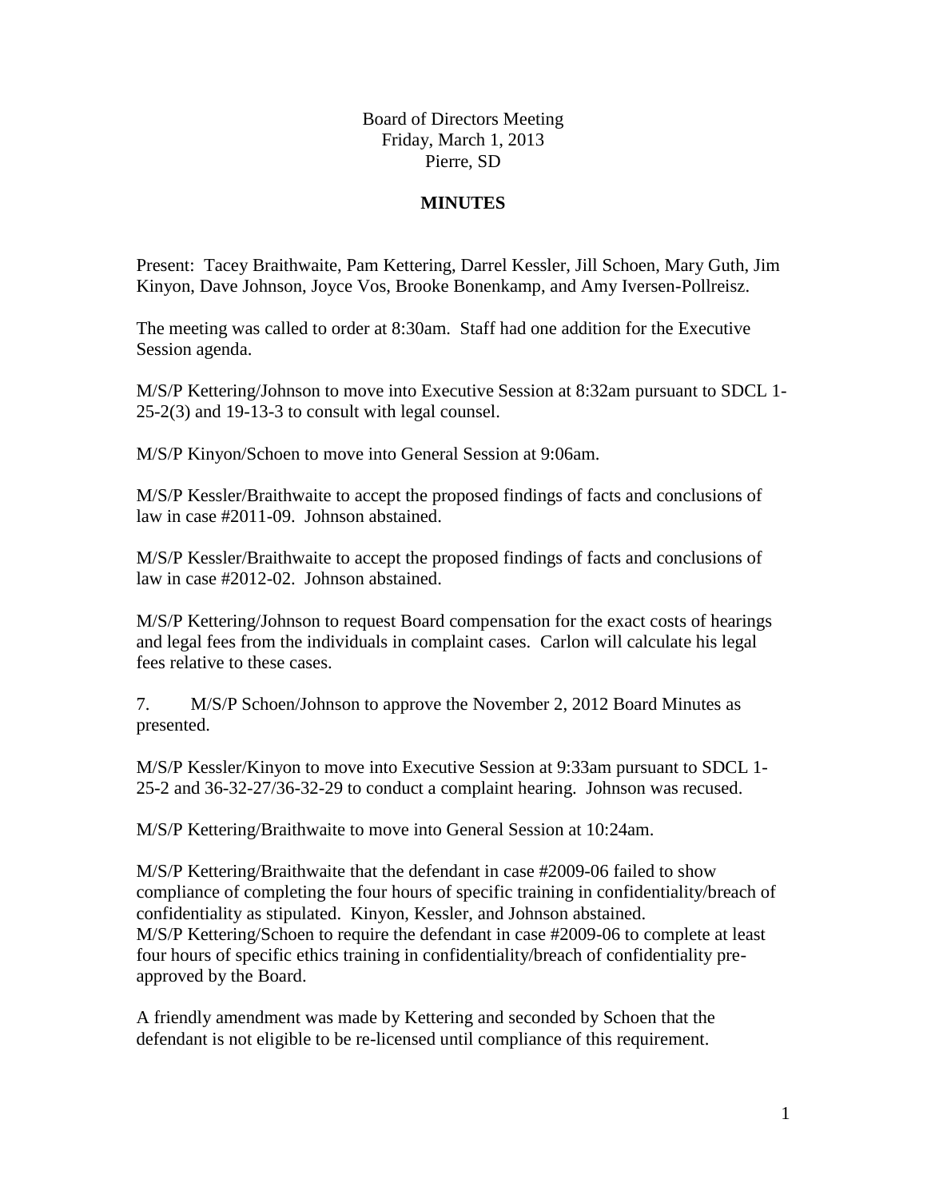Board of Directors Meeting
Friday, March 1, 2013
Pierre, SD

**MINUTES**

Present: Tacey Braithwaite, Pam Kettering, Darrel Kessler, Jill Schoen, Mary Guth, Jim Kinyon, Dave Johnson, Joyce Vos, Brooke Bonenkamp, and Amy Iversen-Pollreisz.

The meeting was called to order at 8:30am. Staff had one addition for the Executive Session agenda.

M/S/P Kettering/Johnson to move into Executive Session at 8:32am pursuant to SDCL 1-25-2(3) and 19-13-3 to consult with legal counsel.

M/S/P Kinyon/Schoen to move into General Session at 9:06am.

M/S/P Kessler/Braithwaite to accept the proposed findings of facts and conclusions of law in case #2011-09. Johnson abstained.

M/S/P Kessler/Braithwaite to accept the proposed findings of facts and conclusions of law in case #2012-02. Johnson abstained.

M/S/P Kettering/Johnson to request Board compensation for the exact costs of hearings and legal fees from the individuals in complaint cases. Carlon will calculate his legal fees relative to these cases.

7. M/S/P Schoen/Johnson to approve the November 2, 2012 Board Minutes as presented.

M/S/P Kessler/Kinyon to move into Executive Session at 9:33am pursuant to SDCL 1-25-2 and 36-32-27/36-32-29 to conduct a complaint hearing. Johnson was recused.

M/S/P Kettering/Braithwaite to move into General Session at 10:24am.

M/S/P Kettering/Braithwaite that the defendant in case #2009-06 failed to show compliance of completing the four hours of specific training in confidentiality/breach of confidentiality as stipulated. Kinyon, Kessler, and Johnson abstained.
M/S/P Kettering/Schoen to require the defendant in case #2009-06 to complete at least four hours of specific ethics training in confidentiality/breach of confidentiality pre-approved by the Board.

A friendly amendment was made by Kettering and seconded by Schoen that the defendant is not eligible to be re-licensed until compliance of this requirement.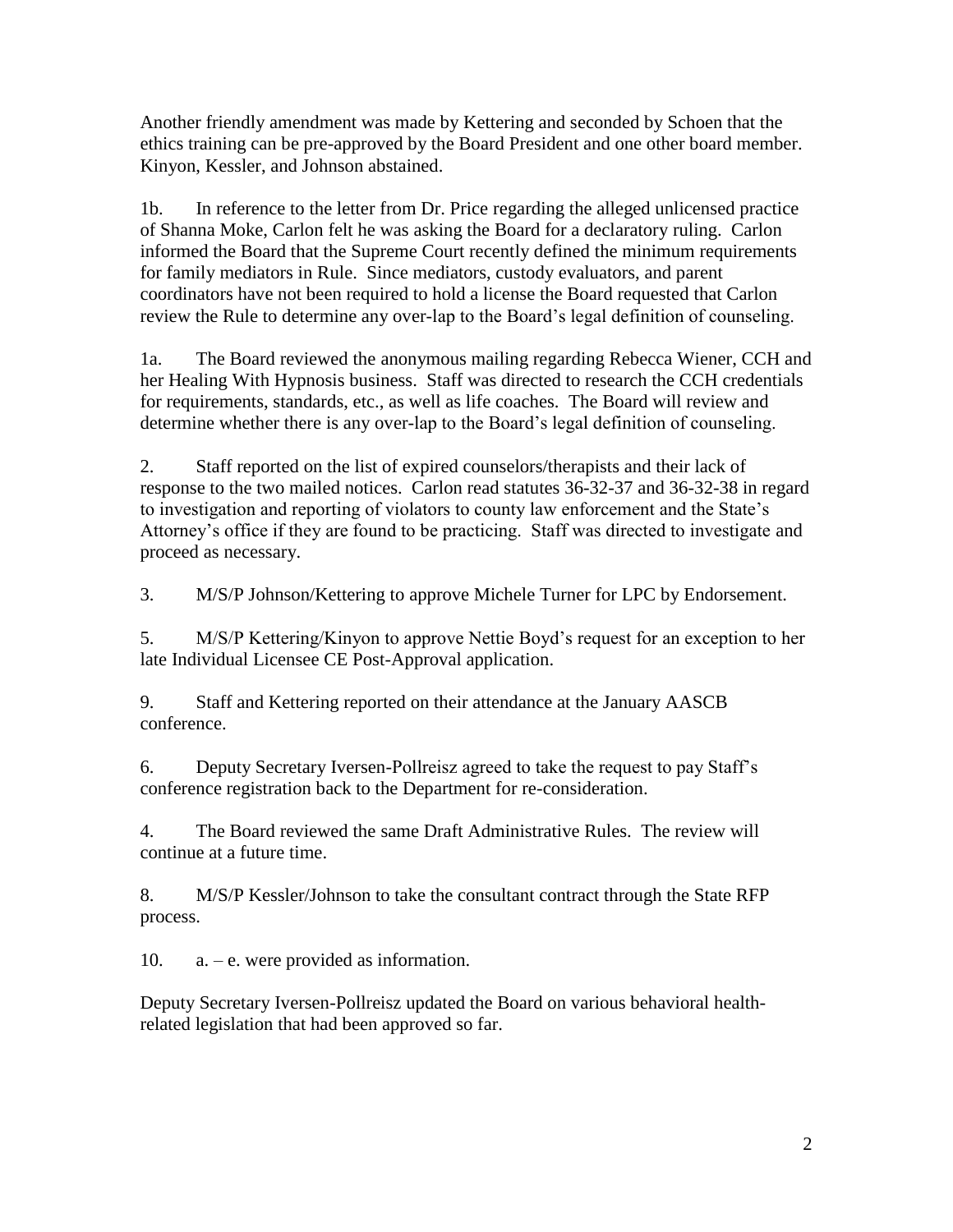Another friendly amendment was made by Kettering and seconded by Schoen that the ethics training can be pre-approved by the Board President and one other board member. Kinyon, Kessler, and Johnson abstained.

1b. In reference to the letter from Dr. Price regarding the alleged unlicensed practice of Shanna Moke, Carlon felt he was asking the Board for a declaratory ruling. Carlon informed the Board that the Supreme Court recently defined the minimum requirements for family mediators in Rule. Since mediators, custody evaluators, and parent coordinators have not been required to hold a license the Board requested that Carlon review the Rule to determine any over-lap to the Board's legal definition of counseling.

1a. The Board reviewed the anonymous mailing regarding Rebecca Wiener, CCH and her Healing With Hypnosis business. Staff was directed to research the CCH credentials for requirements, standards, etc., as well as life coaches. The Board will review and determine whether there is any over-lap to the Board's legal definition of counseling.

2. Staff reported on the list of expired counselors/therapists and their lack of response to the two mailed notices. Carlon read statutes 36-32-37 and 36-32-38 in regard to investigation and reporting of violators to county law enforcement and the State's Attorney's office if they are found to be practicing. Staff was directed to investigate and proceed as necessary.

3. M/S/P Johnson/Kettering to approve Michele Turner for LPC by Endorsement.

5. M/S/P Kettering/Kinyon to approve Nettie Boyd's request for an exception to her late Individual Licensee CE Post-Approval application.

9. Staff and Kettering reported on their attendance at the January AASCB conference.

6. Deputy Secretary Iversen-Pollreisz agreed to take the request to pay Staff's conference registration back to the Department for re-consideration.

4. The Board reviewed the same Draft Administrative Rules. The review will continue at a future time.

8. M/S/P Kessler/Johnson to take the consultant contract through the State RFP process.

10. a. – e. were provided as information.

Deputy Secretary Iversen-Pollreisz updated the Board on various behavioral health-related legislation that had been approved so far.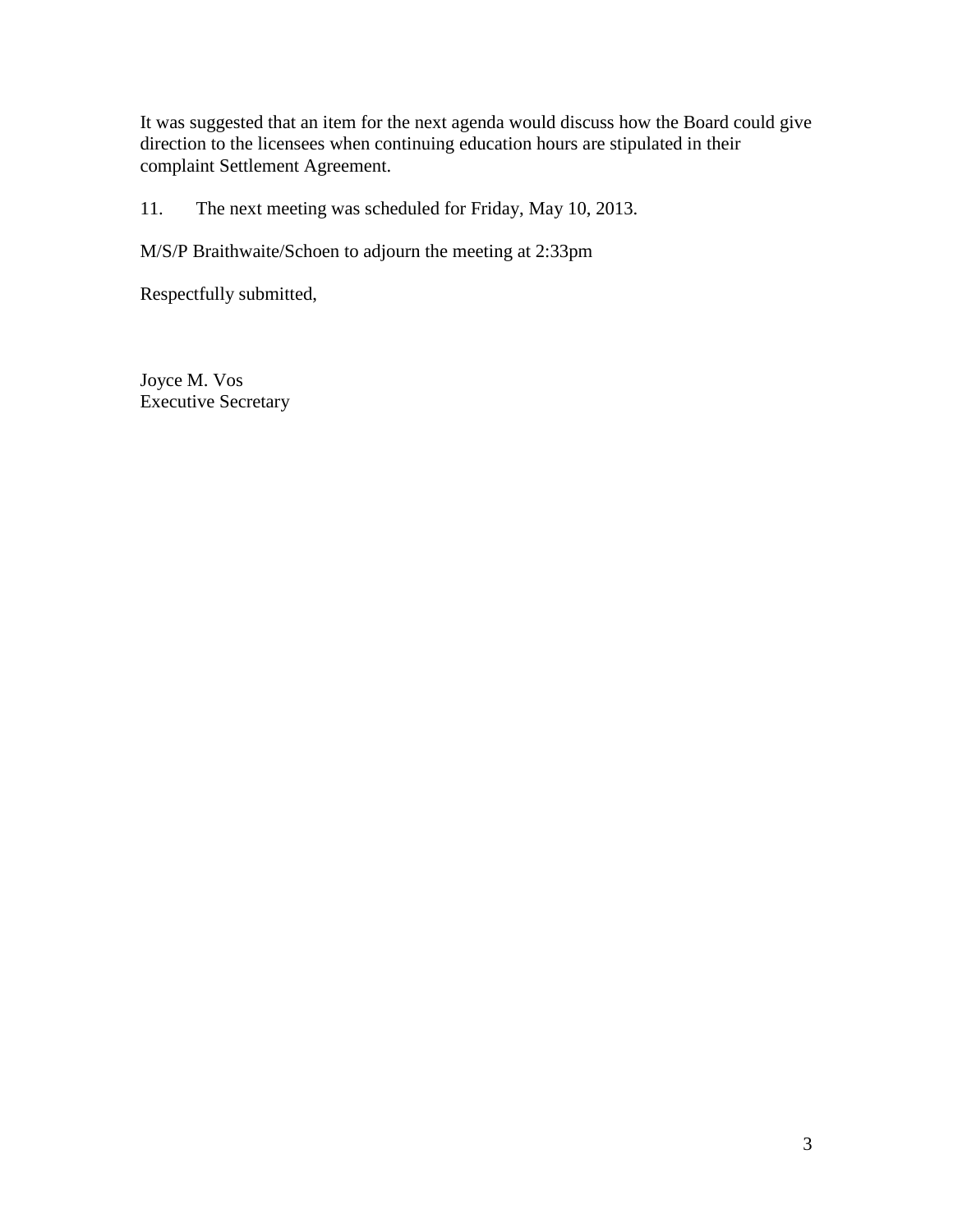It was suggested that an item for the next agenda would discuss how the Board could give direction to the licensees when continuing education hours are stipulated in their complaint Settlement Agreement.

11. The next meeting was scheduled for Friday, May 10, 2013.

M/S/P Braithwaite/Schoen to adjourn the meeting at 2:33pm

Respectfully submitted,

Joyce M. Vos
Executive Secretary